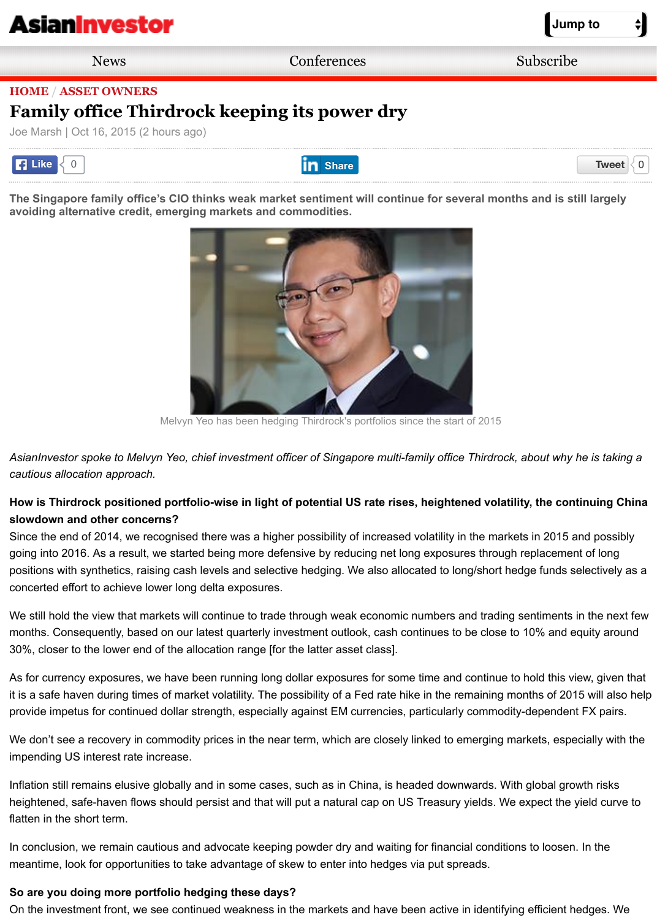HOME / ASSET OWNERS

# Family office Thirdrock keeping its power dry

Joe Marsh | Oct 16, 2015 (2 hours ago)

**The Singapore family office's CIO thinks weak market sentiment will continue for several months and is still largely avoiding alternative credit, emerging markets and commodities.**

Melvyn Yeo has been hedging Thirdrock's portfolios since the start of 2015

*AsianInvestor spoke to Melvyn Yeo, chief investment officer of Singapore multi-family office Thirdrock, about why he is taking a cautious allocation approach.*

**How is Thirdrock positioned portfolio-wise in light of potential US rate rises, heightened volatility, the continuing China slowdown and other concerns?**

Since the end of 2014, we recognised there was a higher possibility of increased volatility in the markets in 2015 and possibly going into 2016. As a result, we started being more defensive by reducing net long exposures through replacement of long positions with synthetics, raising cash levels and selective hedging. We also allocated to long/short hedge funds selectively as a concerted effort to achieve lower long delta exposures.

We still hold the view that markets will continue to trade through weak economic numbers and trading sentiments in the next few months. Consequently, based on our latest quarterly investment outlook, cash continues to be close to 10% and equity around 30%, closer to the lower end of the allocation range [for the latter asset class].

As for currency exposures, we have been running long dollar exposures for some time and continue to hold this view, given that it is a safe haven during times of market volatility. The possibility of a Fed rate hike in the remaining months of 2015 will also help provide impetus for continued dollar strength, especially against EM currencies, particularly commodity-dependent FX pairs.

We don't see a recovery in commodity prices in the near term, which are closely linked to emerging markets, especially with the impending US interest rate increase.

Inflation still remains elusive globally and in some cases, such as in China, is headed downwards. With global growth risks heightened, safe-haven flows should persist and that will put a natural cap on US Treasury yields. We expect the yield curve to flatten in the short term.

In conclusion, we remain cautious and advocate keeping powder dry and waiting for financial conditions to loosen. In the meantime, look for opportunities to take advantage of skew to enter into hedges via put spreads.

**So are you doing more portfolio hedging these days?**

On the investment front, we see continued weakness in the markets and have been active in identifying efficient hedges. We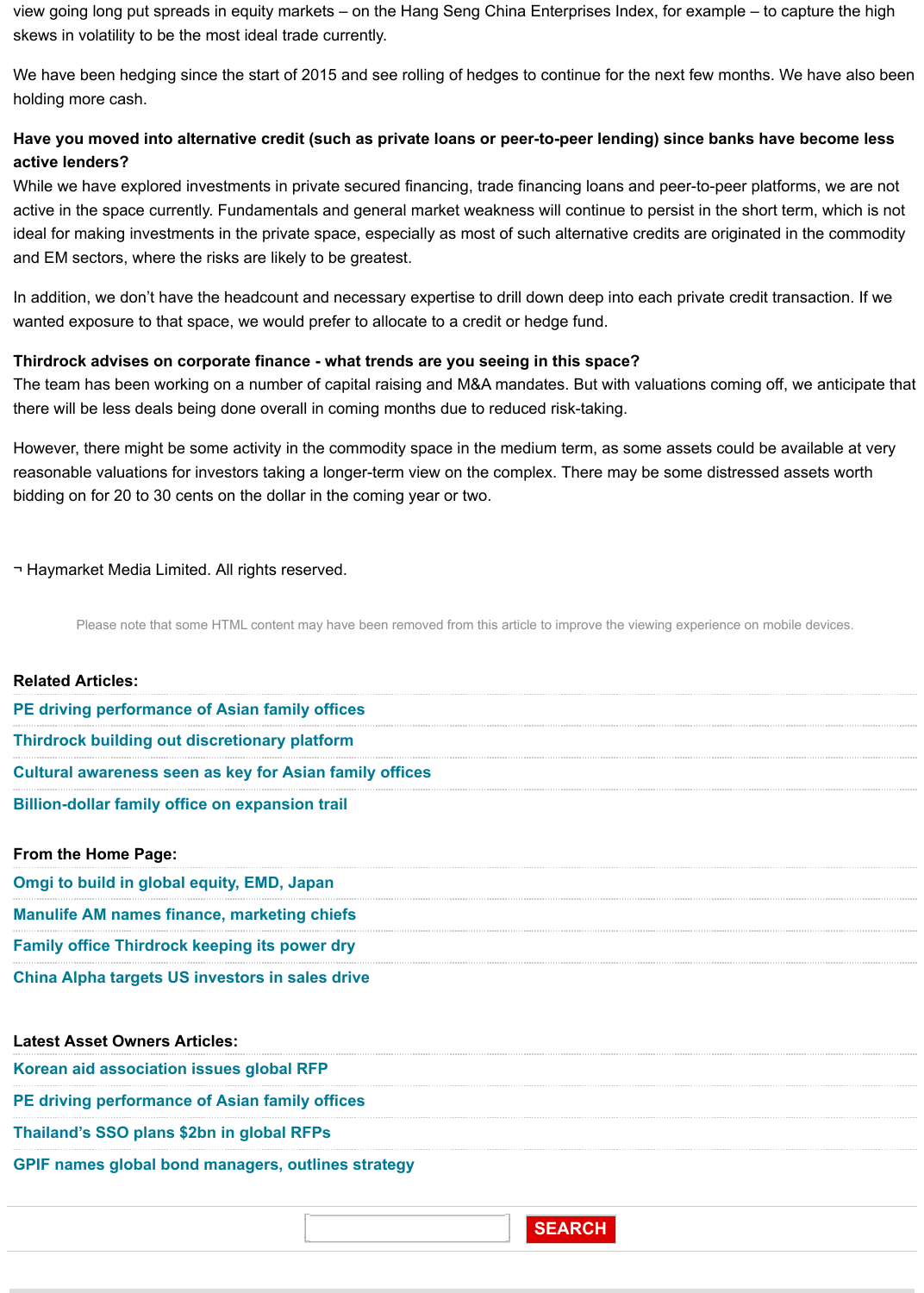view going long put spreads in equity markets – on the Hang Seng China Enterprises Index, for example – to capture the high skews in volatility to be the most ideal trade currently.

We have been hedging since the start of 2015 and see rolling of hedges to continue for the next few months. We have also been holding more cash.

**Have you moved into alternative credit (such as private loans or peer-to-peer lending) since banks have become less active lenders?**

While we have explored investments in private secured financing, trade financing loans and peer-to-peer platforms, we are not active in the space currently. Fundamentals and general market weakness will continue to persist in the short term, which is not ideal for making investments in the private space, especially as most of such alternative credits are originated in the commodity and EM sectors, where the risks are likely to be greatest.

In addition, we don't have the headcount and necessary expertise to drill down deep into each private credit transaction. If we wanted exposure to that space, we would prefer to allocate to a credit or hedge fund.

**Thirdrock advises on corporate finance - what trends are you seeing in this space?**

The team has been working on a number of capital raising and M&A mandates. But with valuations coming off, we anticipate that there will be less deals being done overall in coming months due to reduced risk-taking.

However, there might be some activity in the commodity space in the medium term, as some assets could be available at very reasonable valuations for investors taking a longer-term view on the complex. There may be some distressed assets worth bidding on for 20 to 30 cents on the dollar in the coming year or two.

¬ Haymarket Media Limited. All rights reserved.

Please note that some HTML content may have been removed from this article to improve the viewing experience on mobile devices.

**Related Articles:**

- PE driving performance of Asian family offices
- Thirdrock building out discretionary platform
- Cultural awareness seen as key for Asian family offices
- Billion-dollar family office on expansion trail

**From the Home Page:**

- Omgi to build in global equity, EMD, Japan
- Manulife AM names finance, marketing chiefs
- Family office Thirdrock keeping its power dry
- China Alpha targets US investors in sales drive

**Latest Asset Owners Articles:**

- Korean aid association issues global RFP
- PE driving performance of Asian family offices
- Thailand's SSO plans $2bn in global RFPs
- GPIF names global bond managers, outlines strategy

SEARCH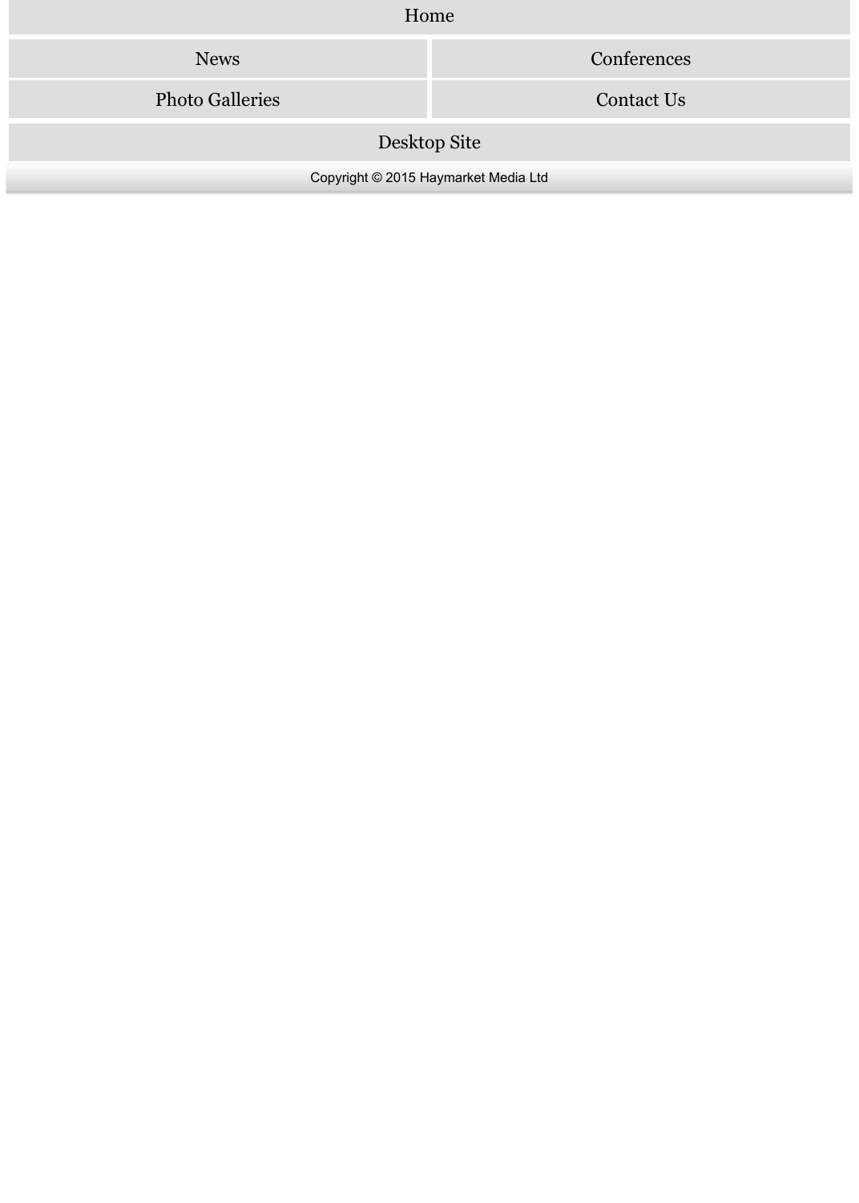Home

News

Conferences

Photo Galleries

Contact Us

Desktop Site

Copyright © 2015 Haymarket Media Ltd